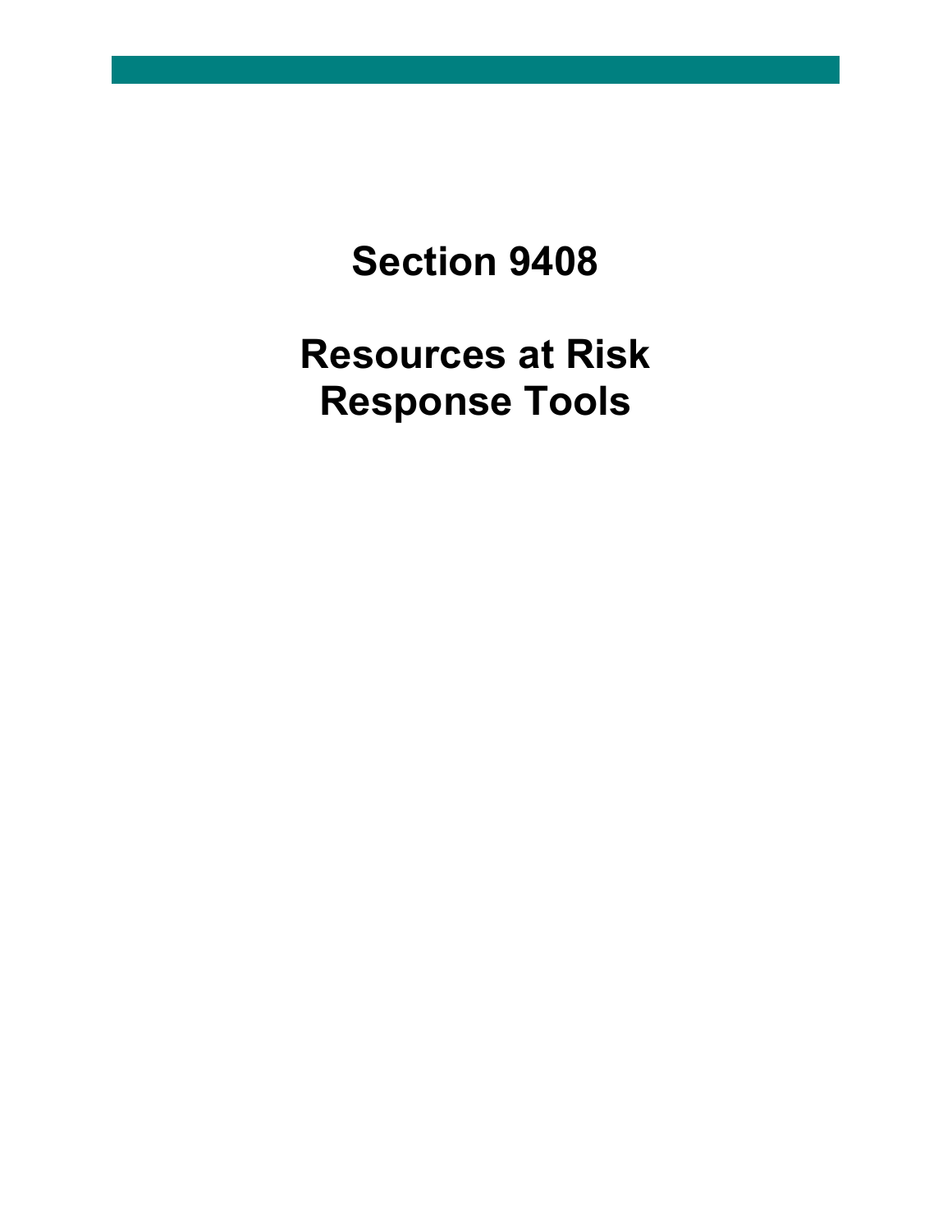# Section 9408

# Resources at Risk Response Tools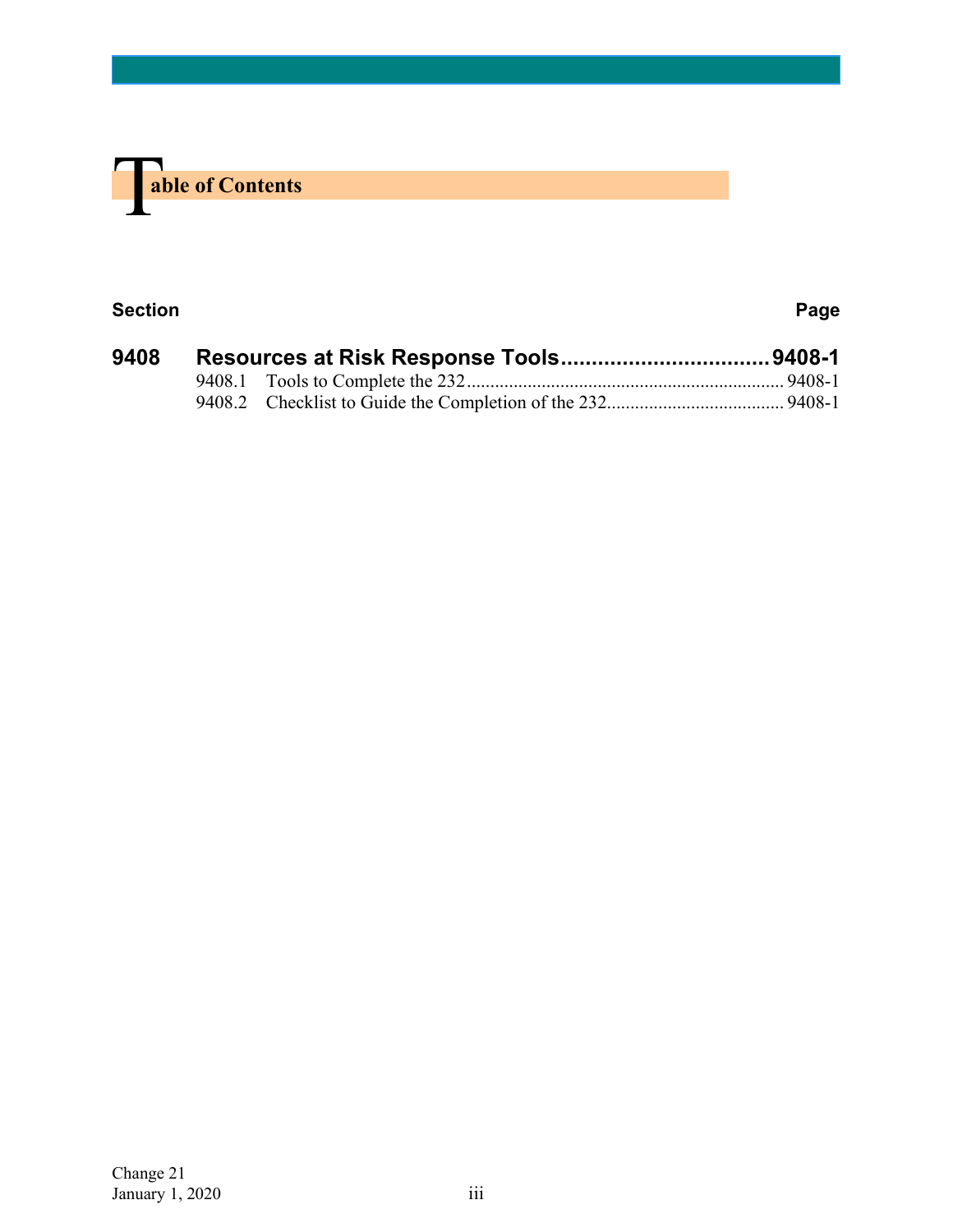# Table of Contents

| Section | | Page |
|---|---|---|
| **9408** | **Resources at Risk Response Tools** | **9408-1** |
| 9408.1 | Tools to Complete the 232 | 9408-1 |
| 9408.2 | Checklist to Guide the Completion of the 232 | 9408-1 |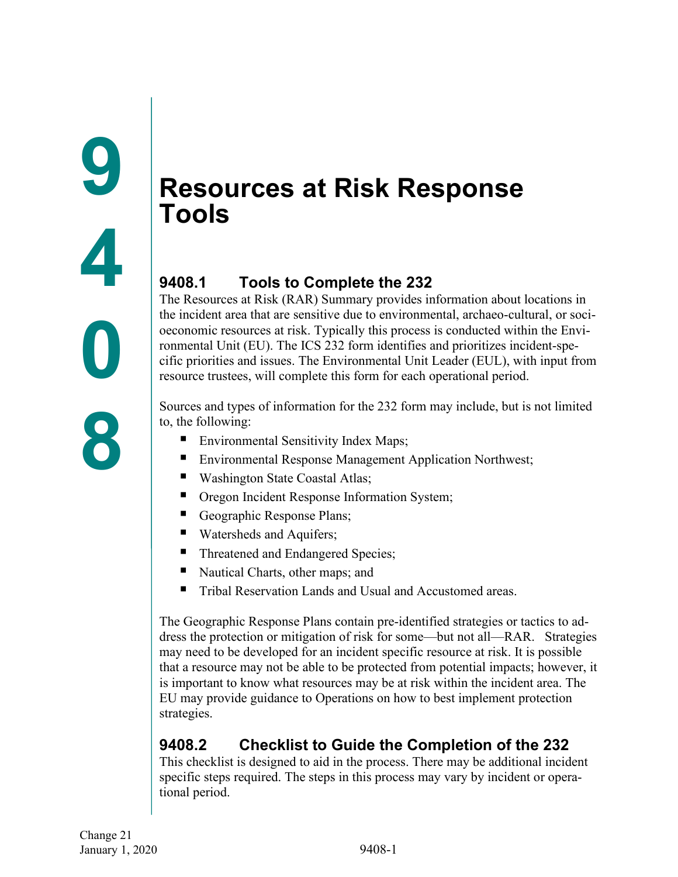# 9408

# Resources at Risk Response Tools

## 9408.1 Tools to Complete the 232

The Resources at Risk (RAR) Summary provides information about locations in the incident area that are sensitive due to environmental, archaeo-cultural, or socioeconomic resources at risk. Typically this process is conducted within the Environmental Unit (EU). The ICS 232 form identifies and prioritizes incident-specific priorities and issues. The Environmental Unit Leader (EUL), with input from resource trustees, will complete this form for each operational period.

Sources and types of information for the 232 form may include, but is not limited to, the following:

- Environmental Sensitivity Index Maps;
- Environmental Response Management Application Northwest;
- Washington State Coastal Atlas;
- Oregon Incident Response Information System;
- Geographic Response Plans;
- Watersheds and Aquifers;
- Threatened and Endangered Species;
- Nautical Charts, other maps; and
- Tribal Reservation Lands and Usual and Accustomed areas.

The Geographic Response Plans contain pre-identified strategies or tactics to address the protection or mitigation of risk for some—but not all—RAR. Strategies may need to be developed for an incident specific resource at risk. It is possible that a resource may not be able to be protected from potential impacts; however, it is important to know what resources may be at risk within the incident area. The EU may provide guidance to Operations on how to best implement protection strategies.

## 9408.2 Checklist to Guide the Completion of the 232

This checklist is designed to aid in the process. There may be additional incident specific steps required. The steps in this process may vary by incident or operational period.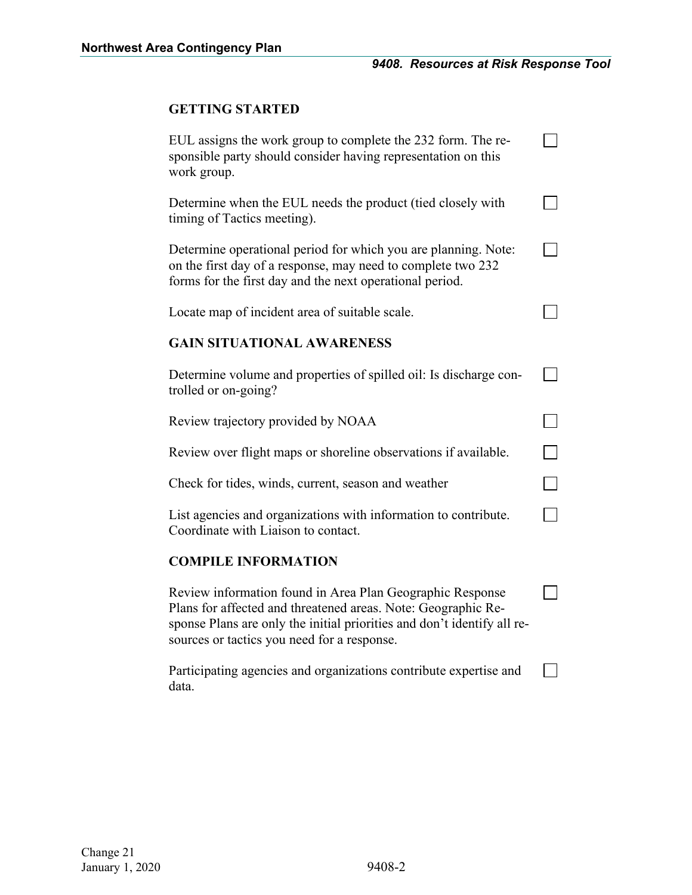## GETTING STARTED

- [ ] EUL assigns the work group to complete the 232 form. The responsible party should consider having representation on this work group.
- [ ] Determine when the EUL needs the product (tied closely with timing of Tactics meeting).
- [ ] Determine operational period for which you are planning. Note: on the first day of a response, may need to complete two 232 forms for the first day and the next operational period.
- [ ] Locate map of incident area of suitable scale.

## GAIN SITUATIONAL AWARENESS

- [ ] Determine volume and properties of spilled oil: Is discharge controlled or on-going?
- [ ] Review trajectory provided by NOAA
- [ ] Review over flight maps or shoreline observations if available.
- [ ] Check for tides, winds, current, season and weather
- [ ] List agencies and organizations with information to contribute. Coordinate with Liaison to contact.

## COMPILE INFORMATION

- [ ] Review information found in Area Plan Geographic Response Plans for affected and threatened areas. Note: Geographic Response Plans are only the initial priorities and don't identify all resources or tactics you need for a response.
- [ ] Participating agencies and organizations contribute expertise and data.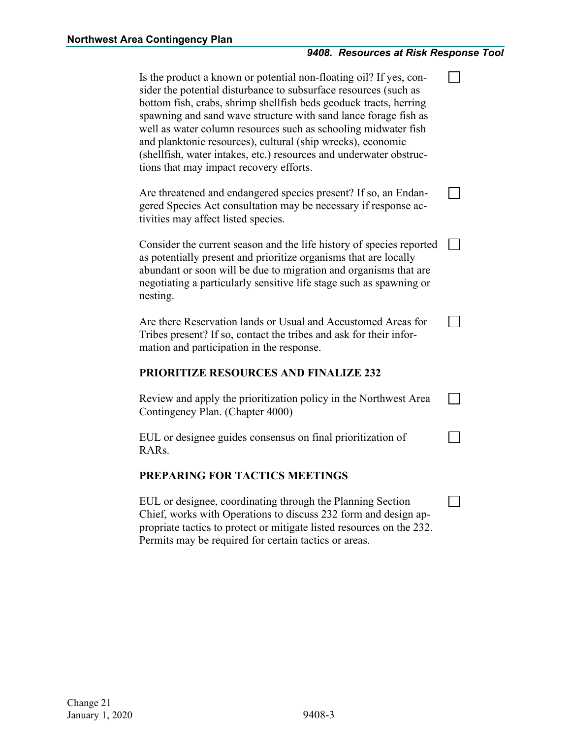Is the product a known or potential non-floating oil? If yes, consider the potential disturbance to subsurface resources (such as bottom fish, crabs, shrimp shellfish beds geoduck tracts, herring spawning and sand wave structure with sand lance forage fish as well as water column resources such as schooling midwater fish and planktonic resources), cultural (ship wrecks), economic (shellfish, water intakes, etc.) resources and underwater obstructions that may impact recovery efforts. ☐

Are threatened and endangered species present? If so, an Endangered Species Act consultation may be necessary if response activities may affect listed species. ☐

Consider the current season and the life history of species reported as potentially present and prioritize organisms that are locally abundant or soon will be due to migration and organisms that are negotiating a particularly sensitive life stage such as spawning or nesting. ☐

Are there Reservation lands or Usual and Accustomed Areas for Tribes present? If so, contact the tribes and ask for their information and participation in the response. ☐

## PRIORITIZE RESOURCES AND FINALIZE 232

Review and apply the prioritization policy in the Northwest Area Contingency Plan. (Chapter 4000) ☐

EUL or designee guides consensus on final prioritization of RARs. ☐

## PREPARING FOR TACTICS MEETINGS

EUL or designee, coordinating through the Planning Section Chief, works with Operations to discuss 232 form and design appropriate tactics to protect or mitigate listed resources on the 232. Permits may be required for certain tactics or areas. ☐